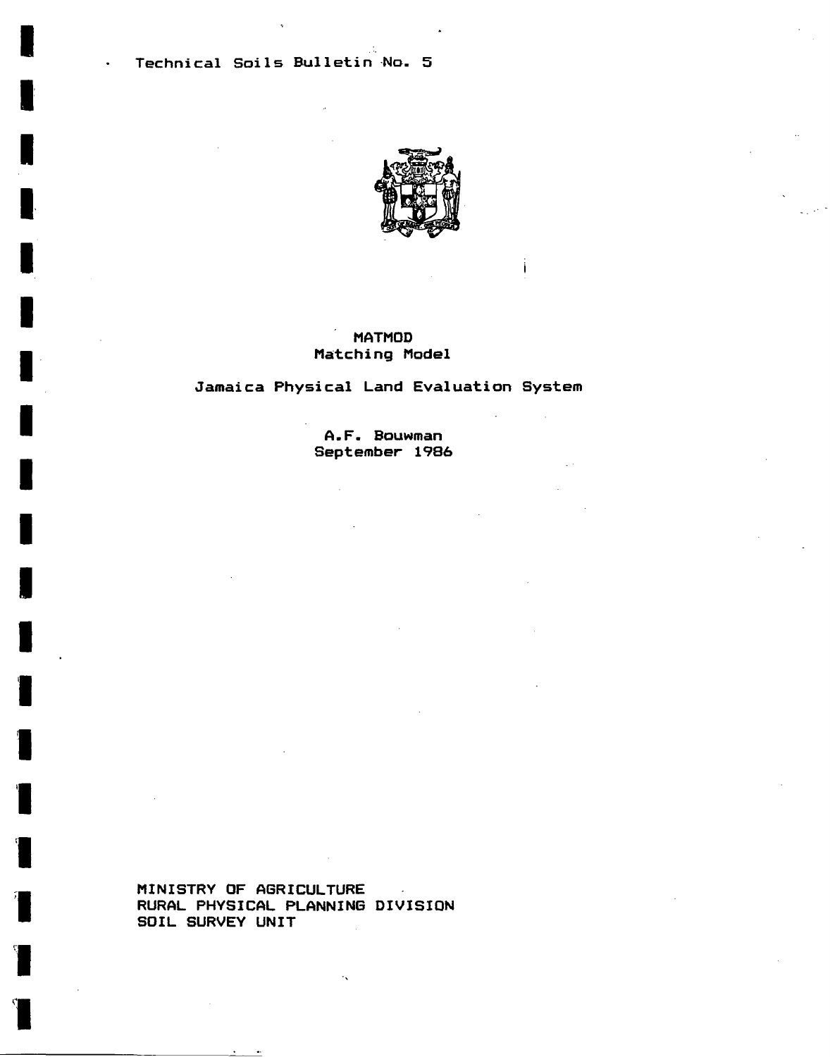Technical Soils Bulletin No. 5

# MATMOD
## Matching Model

## Jamaica Physical Land Evaluation System

A.F. Bouwman
September 1986

MINISTRY OF AGRICULTURE
RURAL PHYSICAL PLANNING DIVISION
SOIL SURVEY UNIT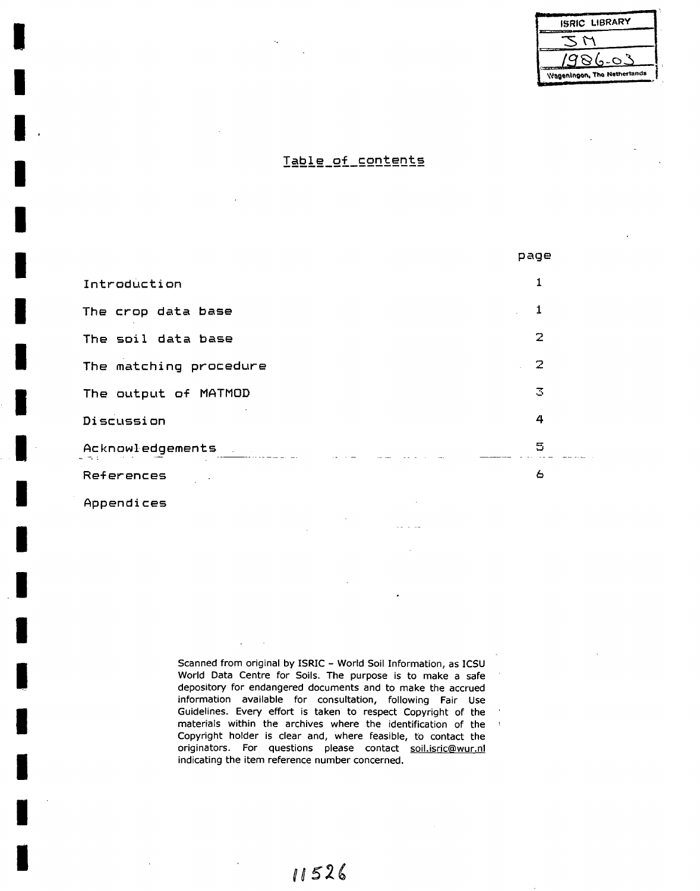ISRIC LIBRARY
SM
1986-03
Wageningen, The Netherlands

# Table of contents

| | page |
|---|---|
| Introduction | 1 |
| The crop data base | 1 |
| The soil data base | 2 |
| The matching procedure | 2 |
| The output of MATMOD | 3 |
| Discussion | 4 |
| Acknowledgements | 5 |
| References | 6 |
| Appendices | |

Scanned from original by ISRIC – World Soil Information, as ICSU World Data Centre for Soils. The purpose is to make a safe depository for endangered documents and to make the accrued information available for consultation, following Fair Use Guidelines. Every effort is taken to respect Copyright of the materials within the archives where the identification of the Copyright holder is clear and, where feasible, to contact the originators. For questions please contact soil.isric@wur.nl indicating the item reference number concerned.

11526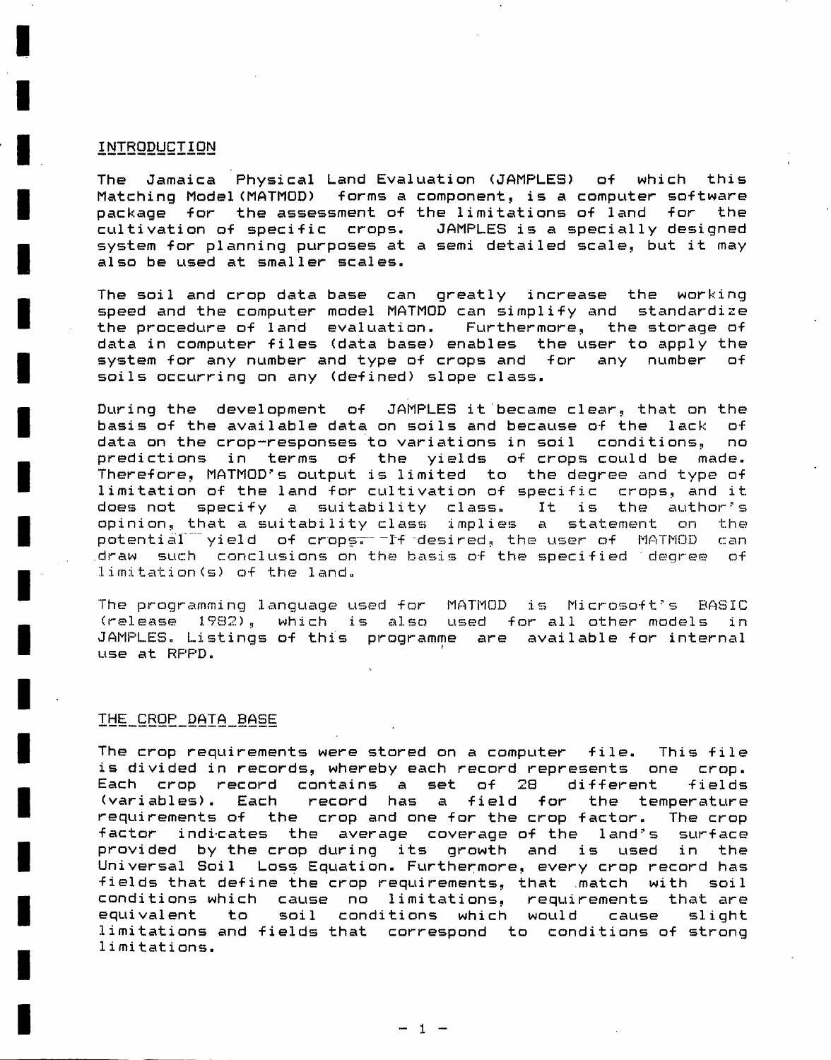## INTRODUCTION

The Jamaica Physical Land Evaluation (JAMPLES) of which this Matching Model (MATMOD) forms a component, is a computer software package for the assessment of the limitations of land for the cultivation of specific crops. JAMPLES is a specially designed system for planning purposes at a semi detailed scale, but it may also be used at smaller scales.

The soil and crop data base can greatly increase the working speed and the computer model MATMOD can simplify and standardize the procedure of land evaluation. Furthermore, the storage of data in computer files (data base) enables the user to apply the system for any number and type of crops and for any number of soils occurring on any (defined) slope class.

During the development of JAMPLES it became clear, that on the basis of the available data on soils and because of the lack of data on the crop-responses to variations in soil conditions, no predictions in terms of the yields of crops could be made. Therefore, MATMOD's output is limited to the degree and type of limitation of the land for cultivation of specific crops, and it does not specify a suitability class. It is the author's opinion, that a suitability class implies a statement on the potential yield of crops. If desired, the user of MATMOD can draw such conclusions on the basis of the specified degree of limitation(s) of the land.

The programming language used for MATMOD is Microsoft's BASIC (release 1982), which is also used for all other models in JAMPLES. Listings of this programme are available for internal use at RPPD.

## THE CROP DATA BASE

The crop requirements were stored on a computer file. This file is divided in records, whereby each record represents one crop. Each crop record contains a set of 28 different fields (variables). Each record has a field for the temperature requirements of the crop and one for the crop factor. The crop factor indicates the average coverage of the land's surface provided by the crop during its growth and is used in the Universal Soil Loss Equation. Furthermore, every crop record has fields that define the crop requirements, that match with soil conditions which cause no limitations, requirements that are equivalent to soil conditions which would cause slight limitations and fields that correspond to conditions of strong limitations.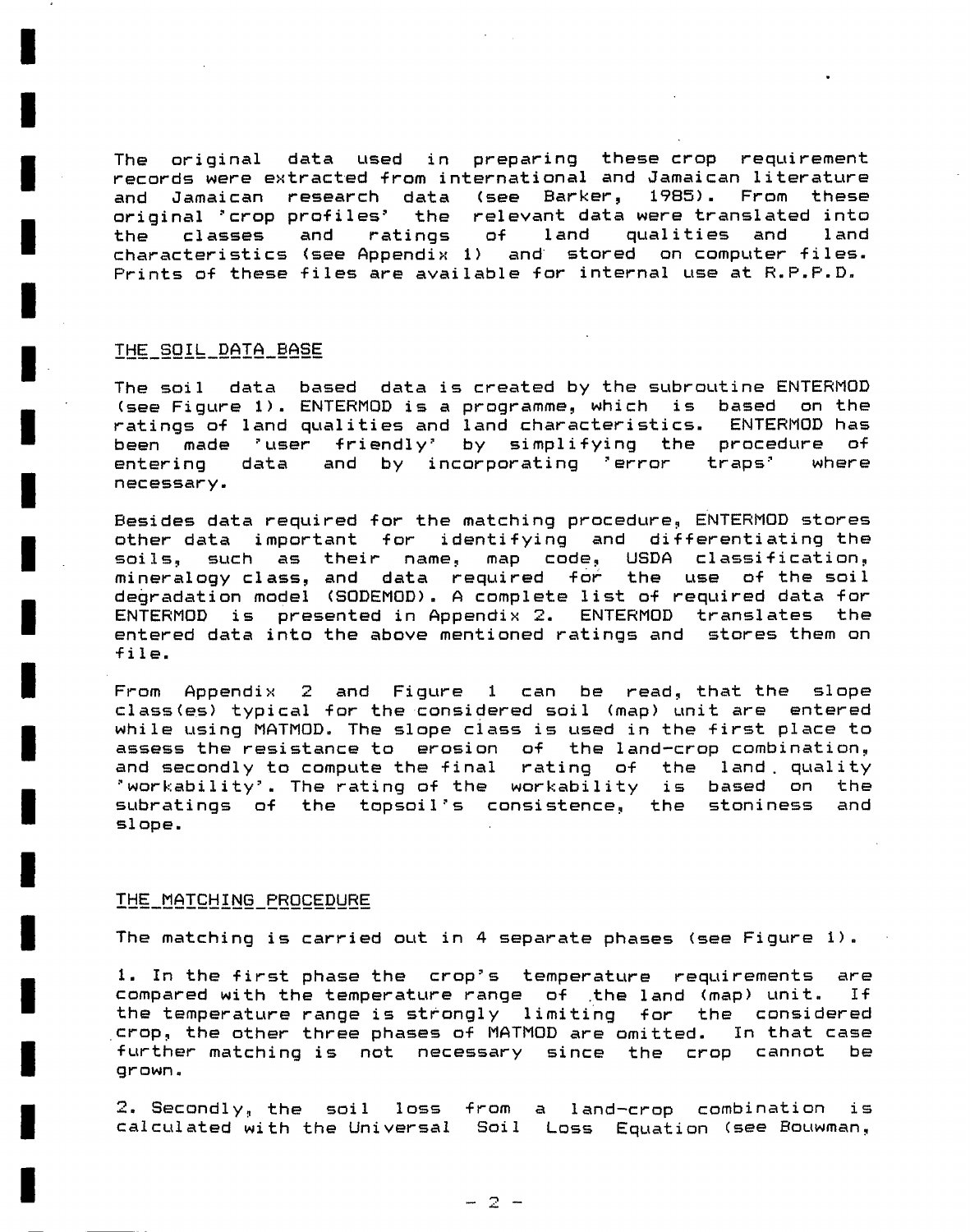The original data used in preparing these crop requirement records were extracted from international and Jamaican literature and Jamaican research data (see Barker, 1985). From these original 'crop profiles' the relevant data were translated into the classes and ratings of land qualities and land characteristics (see Appendix 1) and stored on computer files. Prints of these files are available for internal use at R.P.P.D.

## THE SOIL DATA BASE

The soil data based data is created by the subroutine ENTERMOD (see Figure 1). ENTERMOD is a programme, which is based on the ratings of land qualities and land characteristics. ENTERMOD has been made 'user friendly' by simplifying the procedure of entering data and by incorporating 'error traps' where necessary.

Besides data required for the matching procedure, ENTERMOD stores other data important for identifying and differentiating the soils, such as their name, map code, USDA classification, mineralogy class, and data required for the use of the soil degradation model (SODEMOD). A complete list of required data for ENTERMOD is presented in Appendix 2. ENTERMOD translates the entered data into the above mentioned ratings and stores them on file.

From Appendix 2 and Figure 1 can be read, that the slope class(es) typical for the considered soil (map) unit are entered while using MATMOD. The slope class is used in the first place to assess the resistance to erosion of the land-crop combination, and secondly to compute the final rating of the land quality 'workability'. The rating of the workability is based on the subratings of the topsoil's consistence, the stoniness and slope.

## THE MATCHING PROCEDURE

The matching is carried out in 4 separate phases (see Figure 1).

1. In the first phase the crop's temperature requirements are compared with the temperature range of the land (map) unit. If the temperature range is strongly limiting for the considered crop, the other three phases of MATMOD are omitted. In that case further matching is not necessary since the crop cannot be grown.

2. Secondly, the soil loss from a land-crop combination is calculated with the Universal Soil Loss Equation (see Bouwman,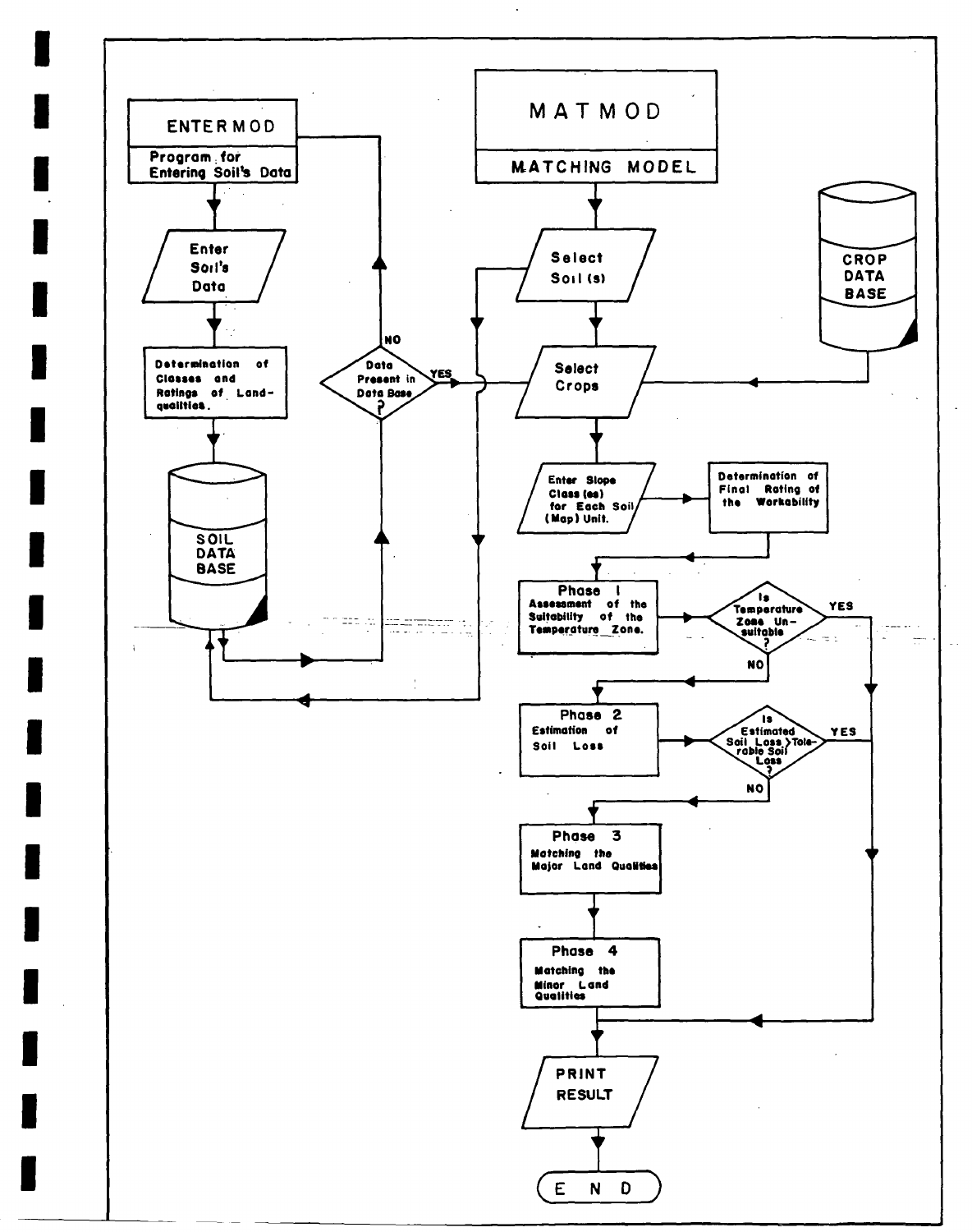ENTERMOD

Program for Entering Soil's Data

Enter Soil's Data

Determination of Classes and Ratings of Land-qualities.

SOIL DATA BASE

Data Present in Data Base ?

NO

YES

MATMOD

MATCHING MODEL

Select Soil (s)

Select Crops

CROP DATA BASE

Enter Slope Class (es) for Each Soil (Map) Unit.

Determination of Final Rating of the Workability

Phase 1
Assessment of the Suitability of the Temperature Zone.

Is Temperature Zone Unsuitable ?

YES

NO

Phase 2
Estimation of Soil Loss

Is Estimated Soil Loss > Tolerable Soil Loss ?

YES

NO

Phase 3
Matching the Major Land Qualities

Phase 4
Matching the Minor Land Qualities

PRINT RESULT

END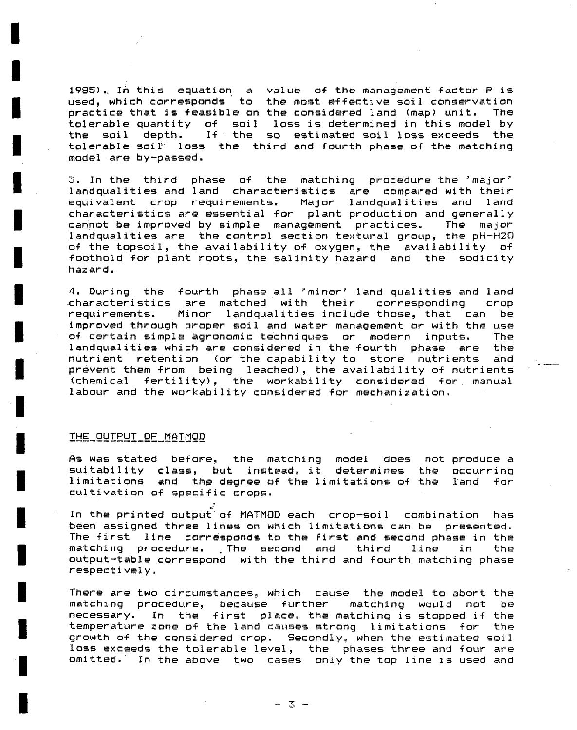1985). In this equation a value of the management factor P is used, which corresponds to the most effective soil conservation practice that is feasible on the considered land (map) unit. The tolerable quantity of soil loss is determined in this model by the soil depth. If the so estimated soil loss exceeds the tolerable soil loss the third and fourth phase of the matching model are by-passed.

3. In the third phase of the matching procedure the 'major' landqualities and land characteristics are compared with their equivalent crop requirements. Major landqualities and land characteristics are essential for plant production and generally cannot be improved by simple management practices. The major landqualities are the control section textural group, the pH-H2O of the topsoil, the availability of oxygen, the availability of foothold for plant roots, the salinity hazard and the sodicity hazard.

4. During the fourth phase all 'minor' land qualities and land characteristics are matched with their corresponding crop requirements. Minor landqualities include those, that can be improved through proper soil and water management or with the use of certain simple agronomic techniques or modern inputs. The landqualities which are considered in the fourth phase are the nutrient retention (or the capability to store nutrients and prevent them from being leached), the availability of nutrients (chemical fertility), the workability considered for manual labour and the workability considered for mechanization.

## THE OUTPUT OF MATMOD

As was stated before, the matching model does not produce a suitability class, but instead, it determines the occurring limitations and the degree of the limitations of the land for cultivation of specific crops.

In the printed output of MATMOD each crop-soil combination has been assigned three lines on which limitations can be presented. The first line corresponds to the first and second phase in the matching procedure. The second and third line in the output-table correspond with the third and fourth matching phase respectively.

There are two circumstances, which cause the model to abort the matching procedure, because further matching would not be necessary. In the first place, the matching is stopped if the temperature zone of the land causes strong limitations for the growth of the considered crop. Secondly, when the estimated soil loss exceeds the tolerable level, the phases three and four are omitted. In the above two cases only the top line is used and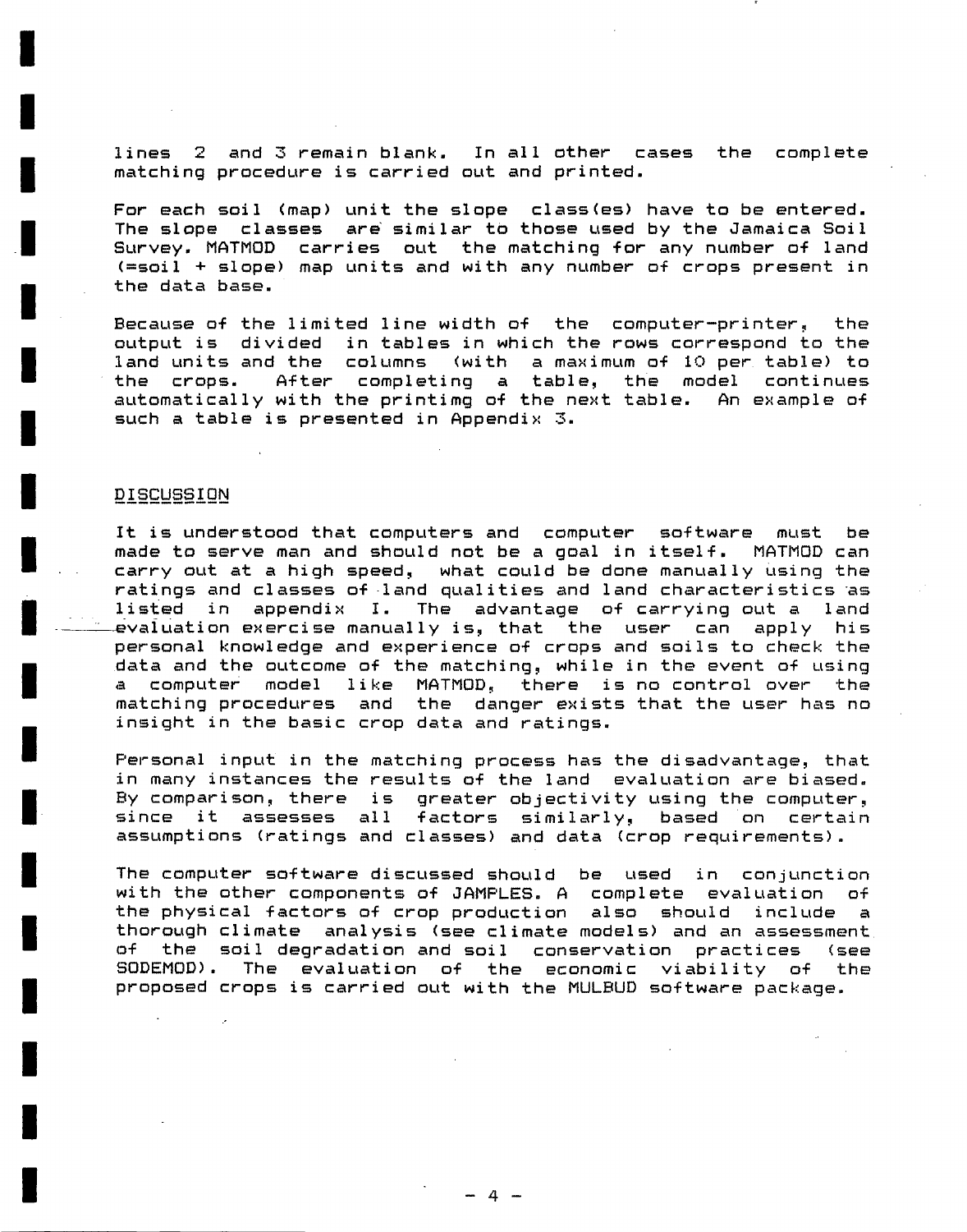lines 2 and 3 remain blank. In all other cases the complete matching procedure is carried out and printed.

For each soil (map) unit the slope class(es) have to be entered. The slope classes are similar to those used by the Jamaica Soil Survey. MATMOD carries out the matching for any number of land (=soil + slope) map units and with any number of crops present in the data base.

Because of the limited line width of the computer-printer, the output is divided in tables in which the rows correspond to the land units and the columns (with a maximum of 10 per table) to the crops. After completing a table, the model continues automatically with the printimg of the next table. An example of such a table is presented in Appendix 3.

## DISCUSSION

It is understood that computers and computer software must be made to serve man and should not be a goal in itself. MATMOD can carry out at a high speed, what could be done manually using the ratings and classes of land qualities and land characteristics as listed in appendix I. The advantage of carrying out a land evaluation exercise manually is, that the user can apply his personal knowledge and experience of crops and soils to check the data and the outcome of the matching, while in the event of using a computer model like MATMOD, there is no control over the matching procedures and the danger exists that the user has no insight in the basic crop data and ratings.

Personal input in the matching process has the disadvantage, that in many instances the results of the land evaluation are biased. By comparison, there is greater objectivity using the computer, since it assesses all factors similarly, based on certain assumptions (ratings and classes) and data (crop requirements).

The computer software discussed should be used in conjunction with the other components of JAMPLES. A complete evaluation of the physical factors of crop production also should include a thorough climate analysis (see climate models) and an assessment of the soil degradation and soil conservation practices (see SODEMOD). The evaluation of the economic viability of the proposed crops is carried out with the MULBUD software package.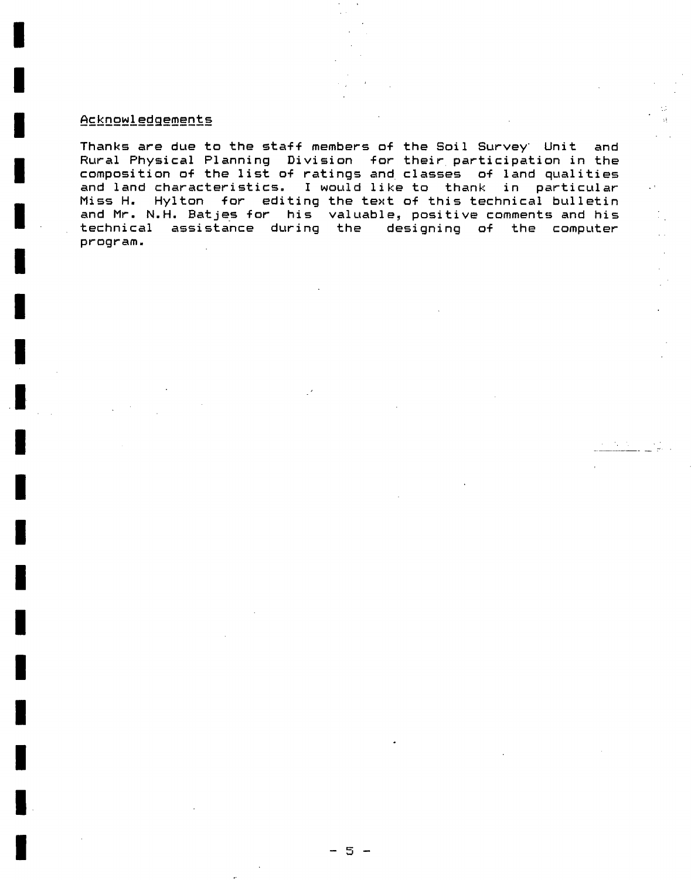## Acknowledgements

Thanks are due to the staff members of the Soil Survey Unit and Rural Physical Planning Division for their participation in the composition of the list of ratings and classes of land qualities and land characteristics. I would like to thank in particular Miss H. Hylton for editing the text of this technical bulletin and Mr. N.H. Batjes for his valuable, positive comments and his technical assistance during the designing of the computer program.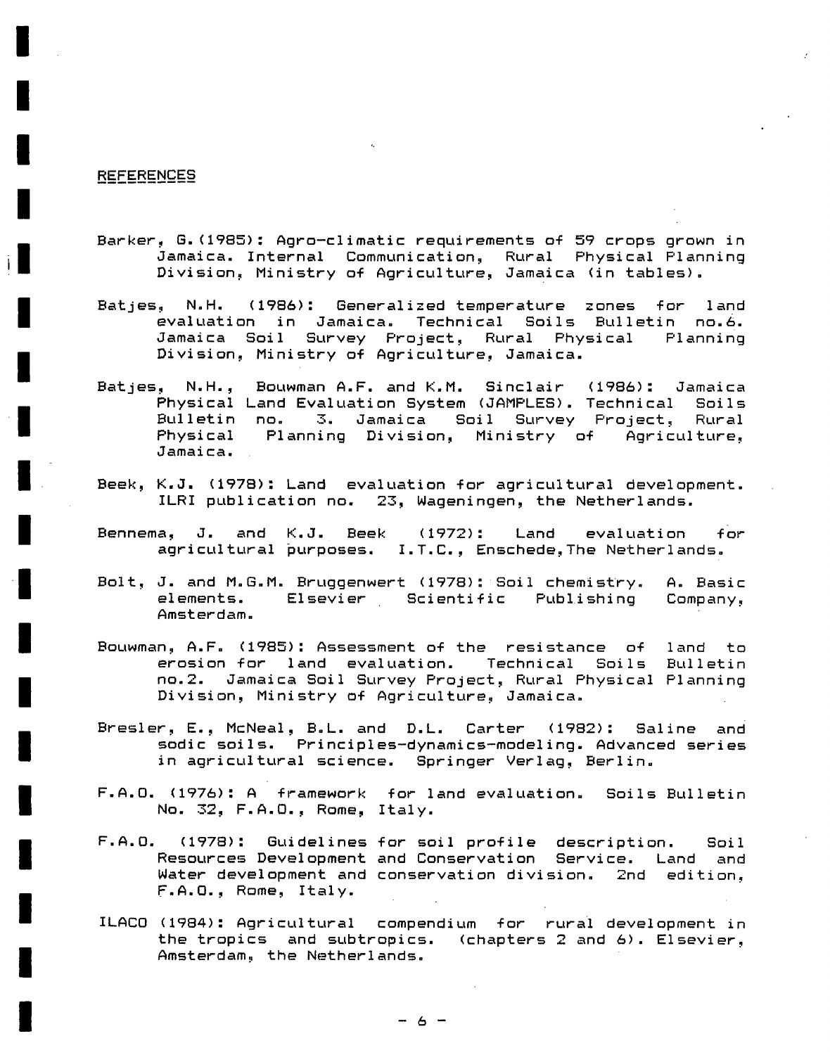## REFERENCES

Barker, G. (1985): Agro-climatic requirements of 59 crops grown in Jamaica. Internal Communication, Rural Physical Planning Division, Ministry of Agriculture, Jamaica (in tables).

Batjes, N.H. (1986): Generalized temperature zones for land evaluation in Jamaica. Technical Soils Bulletin no.6. Jamaica Soil Survey Project, Rural Physical Planning Division, Ministry of Agriculture, Jamaica.

Batjes, N.H., Bouwman A.F. and K.M. Sinclair (1986): Jamaica Physical Land Evaluation System (JAMPLES). Technical Soils Bulletin no. 3. Jamaica Soil Survey Project, Rural Physical Planning Division, Ministry of Agriculture, Jamaica.

Beek, K.J. (1978): Land evaluation for agricultural development. ILRI publication no. 23, Wageningen, the Netherlands.

Bennema, J. and K.J. Beek (1972): Land evaluation for agricultural purposes. I.T.C., Enschede, The Netherlands.

Bolt, J. and M.G.M. Bruggenwert (1978): Soil chemistry. A. Basic elements. Elsevier Scientific Publishing Company, Amsterdam.

Bouwman, A.F. (1985): Assessment of the resistance of land to erosion for land evaluation. Technical Soils Bulletin no.2. Jamaica Soil Survey Project, Rural Physical Planning Division, Ministry of Agriculture, Jamaica.

Bresler, E., McNeal, B.L. and D.L. Carter (1982): Saline and sodic soils. Principles-dynamics-modeling. Advanced series in agricultural science. Springer Verlag, Berlin.

F.A.O. (1976): A framework for land evaluation. Soils Bulletin No. 32, F.A.O., Rome, Italy.

F.A.O. (1978): Guidelines for soil profile description. Soil Resources Development and Conservation Service. Land and Water development and conservation division. 2nd edition, F.A.O., Rome, Italy.

ILACO (1984): Agricultural compendium for rural development in the tropics and subtropics. (chapters 2 and 6). Elsevier, Amsterdam, the Netherlands.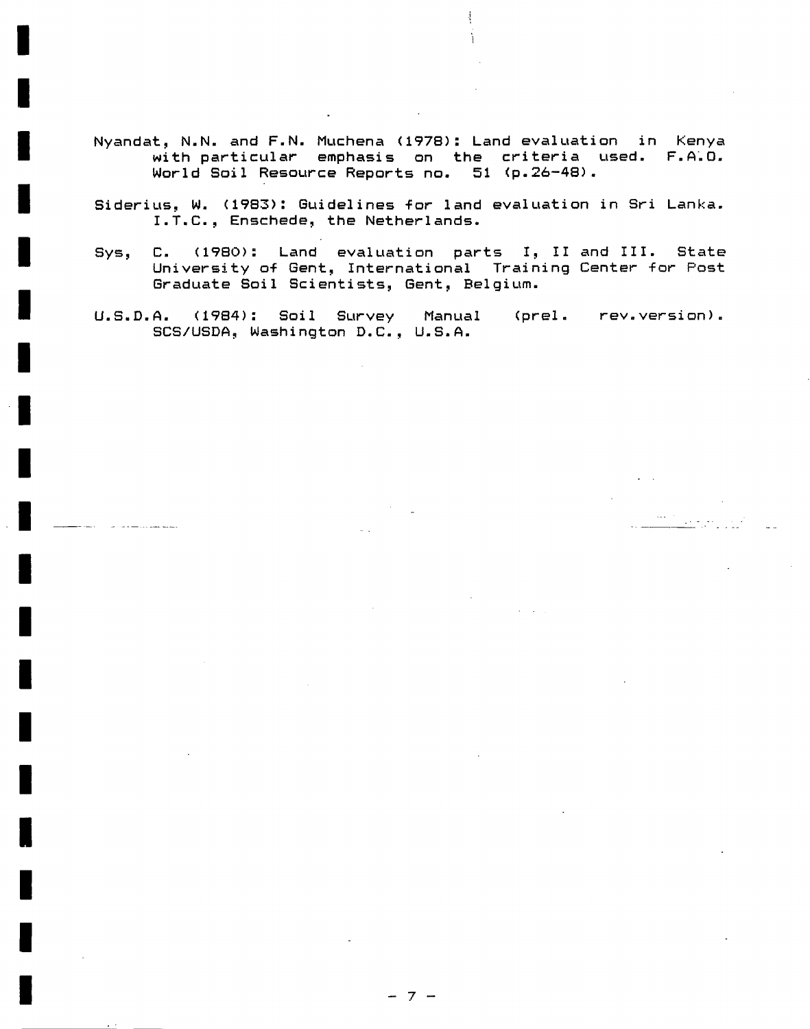Nyandat, N.N. and F.N. Muchena (1978): Land evaluation in Kenya with particular emphasis on the criteria used. F.A.O. World Soil Resource Reports no. 51 (p.26-48).

Siderius, W. (1983): Guidelines for land evaluation in Sri Lanka. I.T.C., Enschede, the Netherlands.

Sys, C. (1980): Land evaluation parts I, II and III. State University of Gent, International Training Center for Post Graduate Soil Scientists, Gent, Belgium.

U.S.D.A. (1984): Soil Survey Manual (prel. rev.version). SCS/USDA, Washington D.C., U.S.A.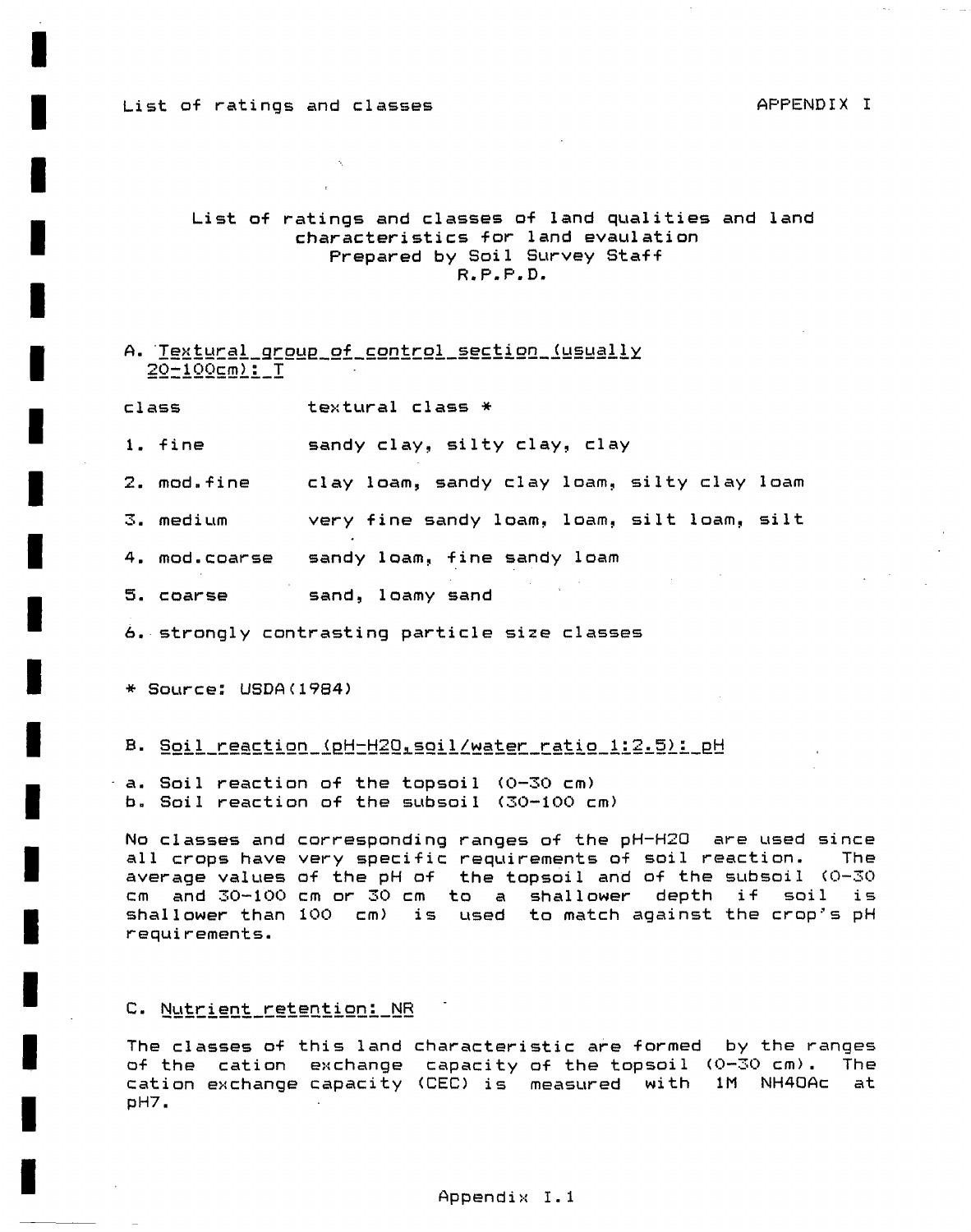List of ratings and classes of land qualities and land characteristics for land evaluation
Prepared by Soil Survey Staff
R.P.P.D.

## A. Textural group of control section (usually 20-100cm): T

| class | textural class * |
|---|---|
| 1. fine | sandy clay, silty clay, clay |
| 2. mod.fine | clay loam, sandy clay loam, silty clay loam |
| 3. medium | very fine sandy loam, loam, silt loam, silt |
| 4. mod.coarse | sandy loam, fine sandy loam |
| 5. coarse | sand, loamy sand |
| 6. strongly contrasting particle size classes | |

* Source: USDA(1984)

## B. Soil reaction (pH-H2O, soil/water ratio 1:2.5): pH

a. Soil reaction of the topsoil (0-30 cm)
b. Soil reaction of the subsoil (30-100 cm)

No classes and corresponding ranges of the pH-H2O are used since all crops have very specific requirements of soil reaction. The average values of the pH of the topsoil and of the subsoil (0-30 cm and 30-100 cm or 30 cm to a shallower depth if soil is shallower than 100 cm) is used to match against the crop's pH requirements.

## C. Nutrient retention: NR

The classes of this land characteristic are formed by the ranges of the cation exchange capacity of the topsoil (0-30 cm). The cation exchange capacity (CEC) is measured with 1M NH4OAc at pH7.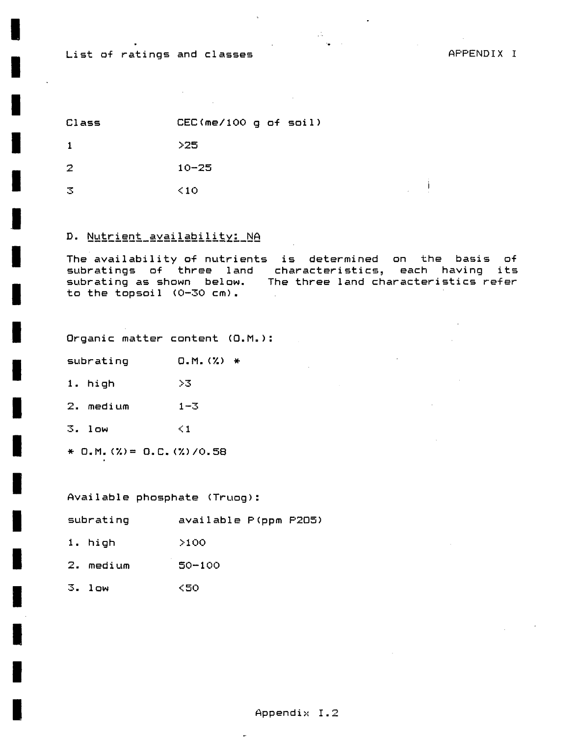| Class | CEC(me/100 g of soil) |
|---|---|
| 1 | >25 |
| 2 | 10-25 |
| 3 | <10 |

### D. Nutrient availability: NA

The availability of nutrients is determined on the basis of subratings of three land characteristics, each having its subrating as shown below. The three land characteristics refer to the topsoil (0-30 cm).

Organic matter content (O.M.):

| subrating | O.M.(%) * |
|---|---|
| 1. high | >3 |
| 2. medium | 1-3 |
| 3. low | <1 |

* O.M.(%)= O.C.(%)/0.58

Available phosphate (Truog):

| subrating | available P(ppm P2O5) |
|---|---|
| 1. high | >100 |
| 2. medium | 50-100 |
| 3. low | <50 |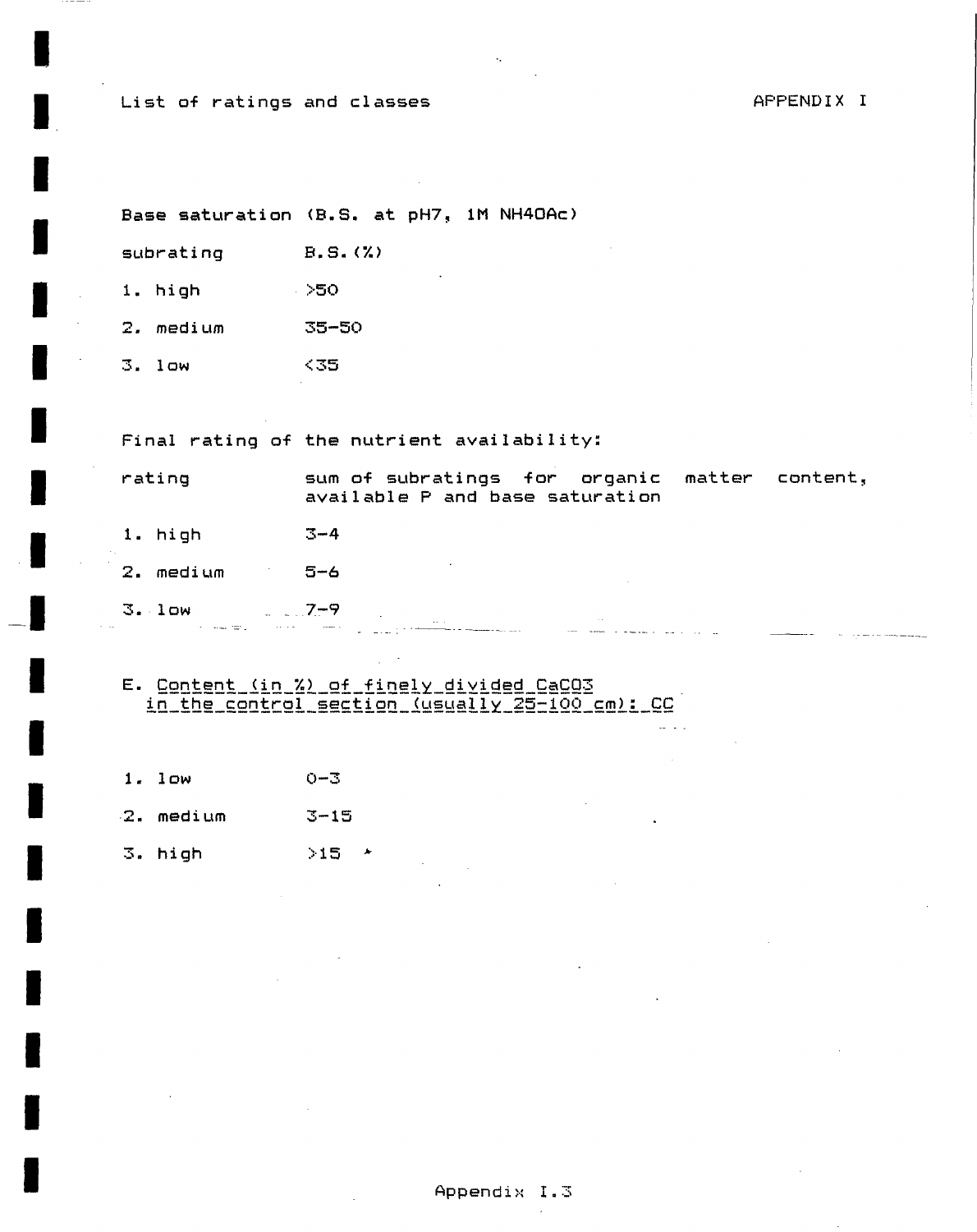List of ratings and classes

APPENDIX I

Base saturation (B.S. at pH7, 1M NH4OAc)

| subrating | B.S.(%) |
|---|---|
| 1. high | >50 |
| 2. medium | 35-50 |
| 3. low | <35 |

Final rating of the nutrient availability:

| rating | sum of subratings for organic matter content, available P and base saturation |
|---|---|
| 1. high | 3-4 |
| 2. medium | 5-6 |
| 3. low | 7-9 |

E. Content (in %) of finely divided $CaCO_3$ in the control section (usually 25-100 cm): CC

| | |
|---|---|
| 1. low | 0-3 |
| 2. medium | 3-15 |
| 3. high | >15 |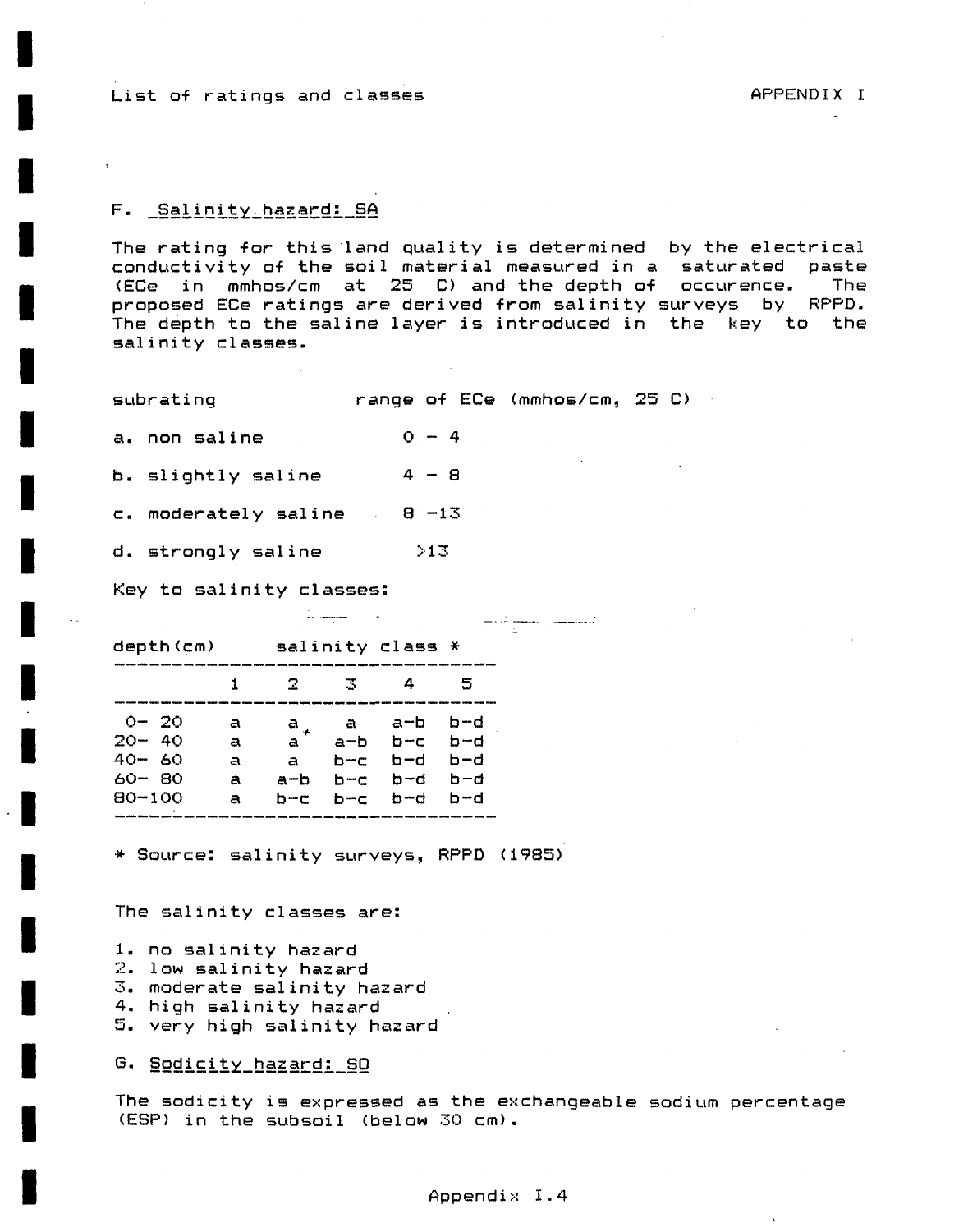List of ratings and classes

APPENDIX I

## F. Salinity hazard: SA

The rating for this land quality is determined by the electrical conductivity of the soil material measured in a saturated paste (ECe in mmhos/cm at 25 C) and the depth of occurence. The proposed ECe ratings are derived from salinity surveys by RPPD. The depth to the saline layer is introduced in the key to the salinity classes.

| subrating | range of ECe (mmhos/cm, 25 C) |
|---|---|
| a. non saline | 0 - 4 |
| b. slightly saline | 4 - 8 |
| c. moderately saline | 8 -13 |
| d. strongly saline | >13 |

Key to salinity classes:

| depth(cm) | salinity class * | | | | |
|---|---|---|---|---|---|
| | 1 | 2 | 3 | 4 | 5 |
| 0- 20 | a | a | a | a-b | b-d |
| 20- 40 | a | a | a-b | b-c | b-d |
| 40- 60 | a | a | b-c | b-d | b-d |
| 60- 80 | a | a-b | b-c | b-d | b-d |
| 80-100 | a | b-c | b-c | b-d | b-d |

* Source: salinity surveys, RPPD (1985)

The salinity classes are:

1. no salinity hazard
2. low salinity hazard
3. moderate salinity hazard
4. high salinity hazard
5. very high salinity hazard

## G. Sodicity hazard: SO

The sodicity is expressed as the exchangeable sodium percentage (ESP) in the subsoil (below 30 cm).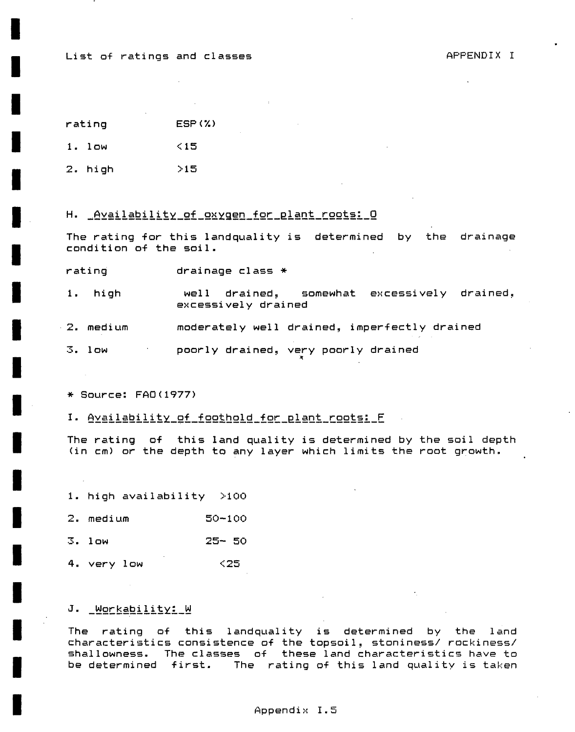| rating | ESP(%) |
|---|---|
| 1. low | <15 |
| 2. high | >15 |

## H. Availability of oxygen for plant roots: O

The rating for this landquality is determined by the drainage condition of the soil.

| rating | drainage class * |
|---|---|
| 1. high | well drained, somewhat excessively drained, excessively drained |
| 2. medium | moderately well drained, imperfectly drained |
| 3. low | poorly drained, very poorly drained |

* Source: FAO(1977)

## I. Availability of foothold for plant roots: F

The rating of this land quality is determined by the soil depth (in cm) or the depth to any layer which limits the root growth.

| | |
|---|---|
| 1. high availability | >100 |
| 2. medium | 50-100 |
| 3. low | 25- 50 |
| 4. very low | <25 |

## J. Workability: W

The rating of this landquality is determined by the land characteristics consistence of the topsoil, stoniness/ rockiness/ shallowness. The classes of these land characteristics have to be determined first. The rating of this land quality is taken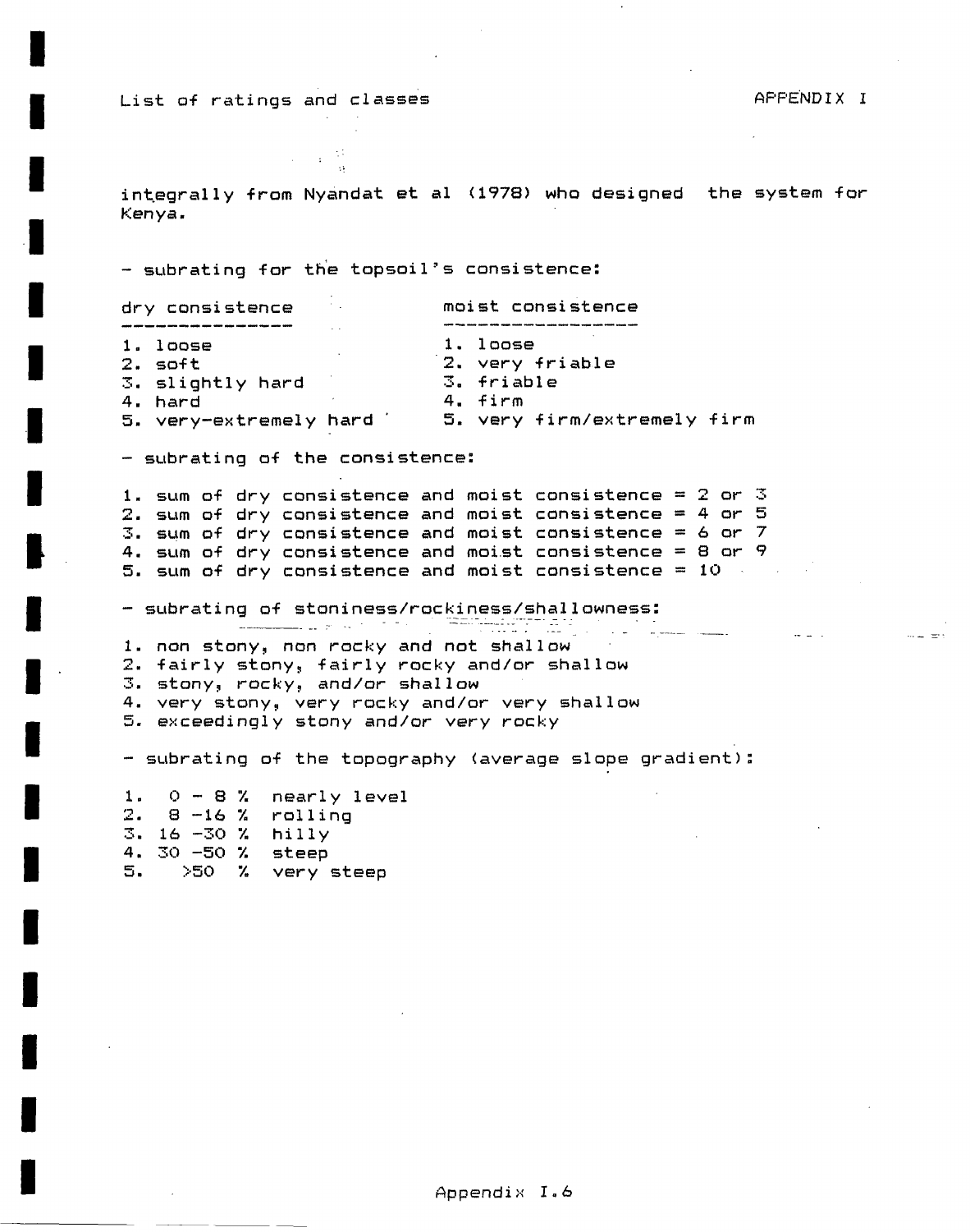integrally from Nyandat et al (1978) who designed the system for Kenya.

- subrating for the topsoil's consistence:

| dry consistence | moist consistence |
|---|---|
| 1. loose | 1. loose |
| 2. soft | 2. very friable |
| 3. slightly hard | 3. friable |
| 4. hard | 4. firm |
| 5. very-extremely hard | 5. very firm/extremely firm |

- subrating of the consistence:

1. sum of dry consistence and moist consistence = 2 or 3
2. sum of dry consistence and moist consistence = 4 or 5
3. sum of dry consistence and moist consistence = 6 or 7
4. sum of dry consistence and moist consistence = 8 or 9
5. sum of dry consistence and moist consistence = 10

- subrating of stoniness/rockiness/shallowness:

1. non stony, non rocky and not shallow
2. fairly stony, fairly rocky and/or shallow
3. stony, rocky, and/or shallow
4. very stony, very rocky and/or very shallow
5. exceedingly stony and/or very rocky

- subrating of the topography (average slope gradient):

1. 0 - 8 % nearly level
2. 8 -16 % rolling
3. 16 -30 % hilly
4. 30 -50 % steep
5. >50 % very steep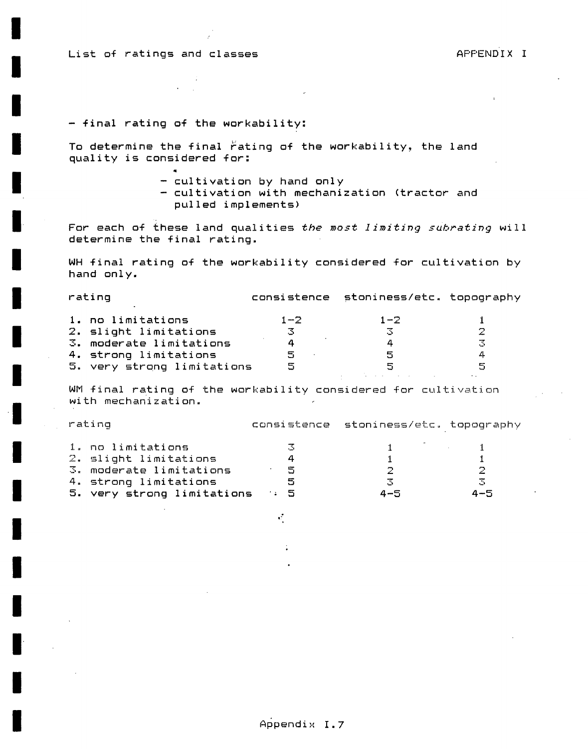- final rating of the workability:

To determine the final rating of the workability, the land quality is considered for:

- cultivation by hand only
- cultivation with mechanization (tractor and pulled implements)

For each of these land qualities *the most limiting subrating* will determine the final rating.

WH final rating of the workability considered for cultivation by hand only.

| rating | consistence | stoniness/etc. | topography |
|---|---|---|---|
| 1. no limitations | 1-2 | 1-2 | 1 |
| 2. slight limitations | 3 | 3 | 2 |
| 3. moderate limitations | 4 | 4 | 3 |
| 4. strong limitations | 5 | 5 | 4 |
| 5. very strong limitations | 5 | 5 | 5 |

WM final rating of the workability considered for cultivation with mechanization.

| rating | consistence | stoniness/etc. | topography |
|---|---|---|---|
| 1. no limitations | 3 | 1 | 1 |
| 2. slight limitations | 4 | 1 | 1 |
| 3. moderate limitations | 5 | 2 | 2 |
| 4. strong limitations | 5 | 3 | 3 |
| 5. very strong limitations | 5 | 4-5 | 4-5 |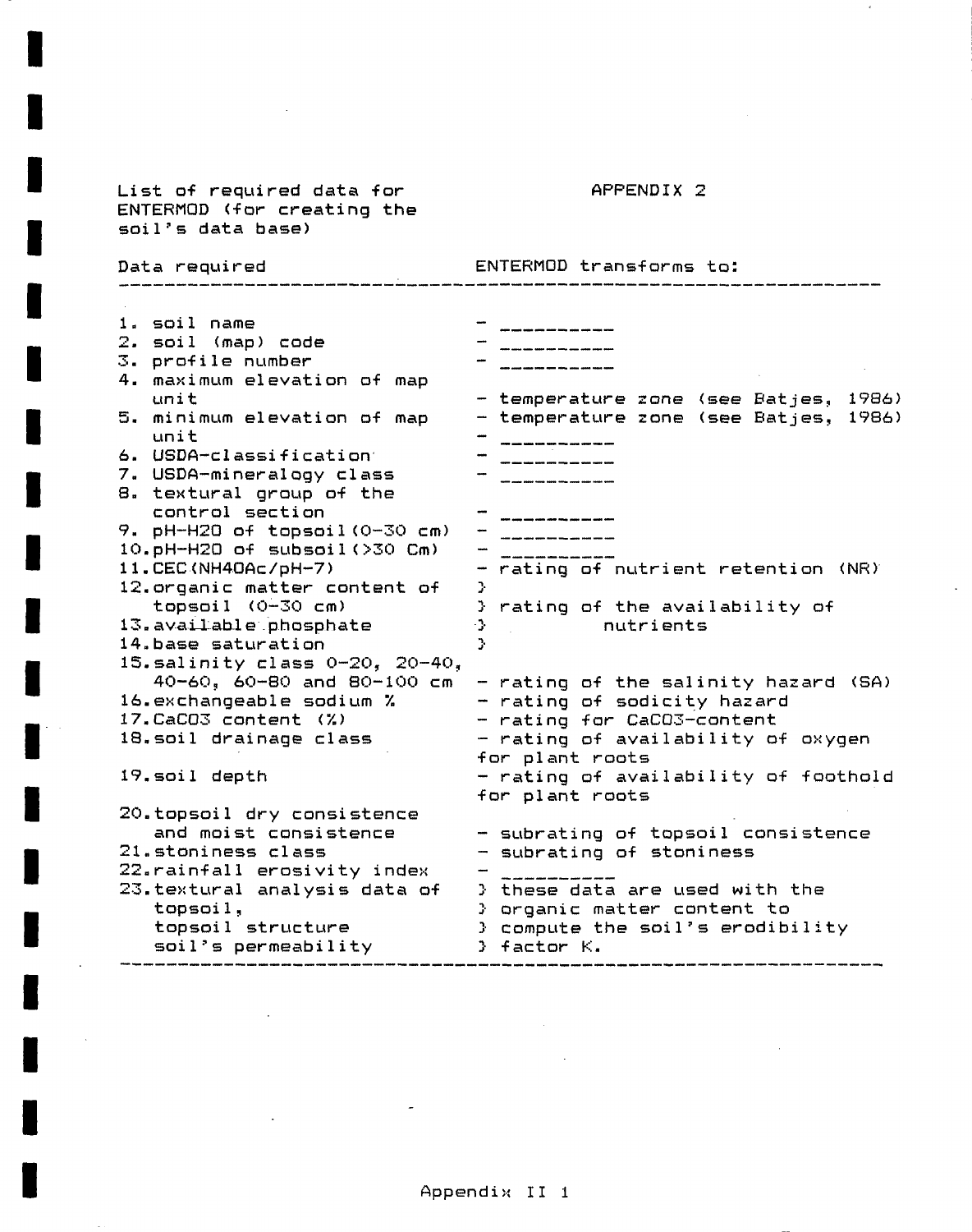List of required data for ENTERMOD (for creating the soil's data base)

## APPENDIX 2

| Data required | ENTERMOD transforms to: |
|---|---|
| 1. soil name | - _________ |
| 2. soil (map) code | - _________ |
| 3. profile number | - _________ |
| 4. maximum elevation of map unit | - temperature zone (see Batjes, 1986) |
| 5. minimum elevation of map unit | - temperature zone (see Batjes, 1986) |
| 6. USDA-classification | - _________ |
| 7. USDA-mineralogy class | - _________ |
| 8. textural group of the control section | - _________ |
| 9. pH-H2O of topsoil (0-30 cm) | - _________ |
| 10. pH-H2O of subsoil (>30 Cm) | - _________ |
| 11. CEC (NH4OAc/pH-7) | - rating of nutrient retention (NR) |
| 12. organic matter content of topsoil (0-30 cm) | } rating of the availability of nutrients |
| 13. available phosphate | } |
| 14. base saturation | } |
| 15. salinity class 0-20, 20-40, 40-60, 60-80 and 80-100 cm | - rating of the salinity hazard (SA) |
| 16. exchangeable sodium % | - rating of sodicity hazard |
| 17. CaCO3 content (%) | - rating for CaCO3-content |
| 18. soil drainage class | - rating of availability of oxygen for plant roots |
| 19. soil depth | - rating of availability of foothold for plant roots |
| 20. topsoil dry consistence and moist consistence | - subrating of topsoil consistence |
| 21. stoniness class | - subrating of stoniness |
| 22. rainfall erosivity index | - _________ |
| 23. textural analysis data of topsoil, topsoil structure soil's permeability | } these data are used with the organic matter content to compute the soil's erodibility factor K. |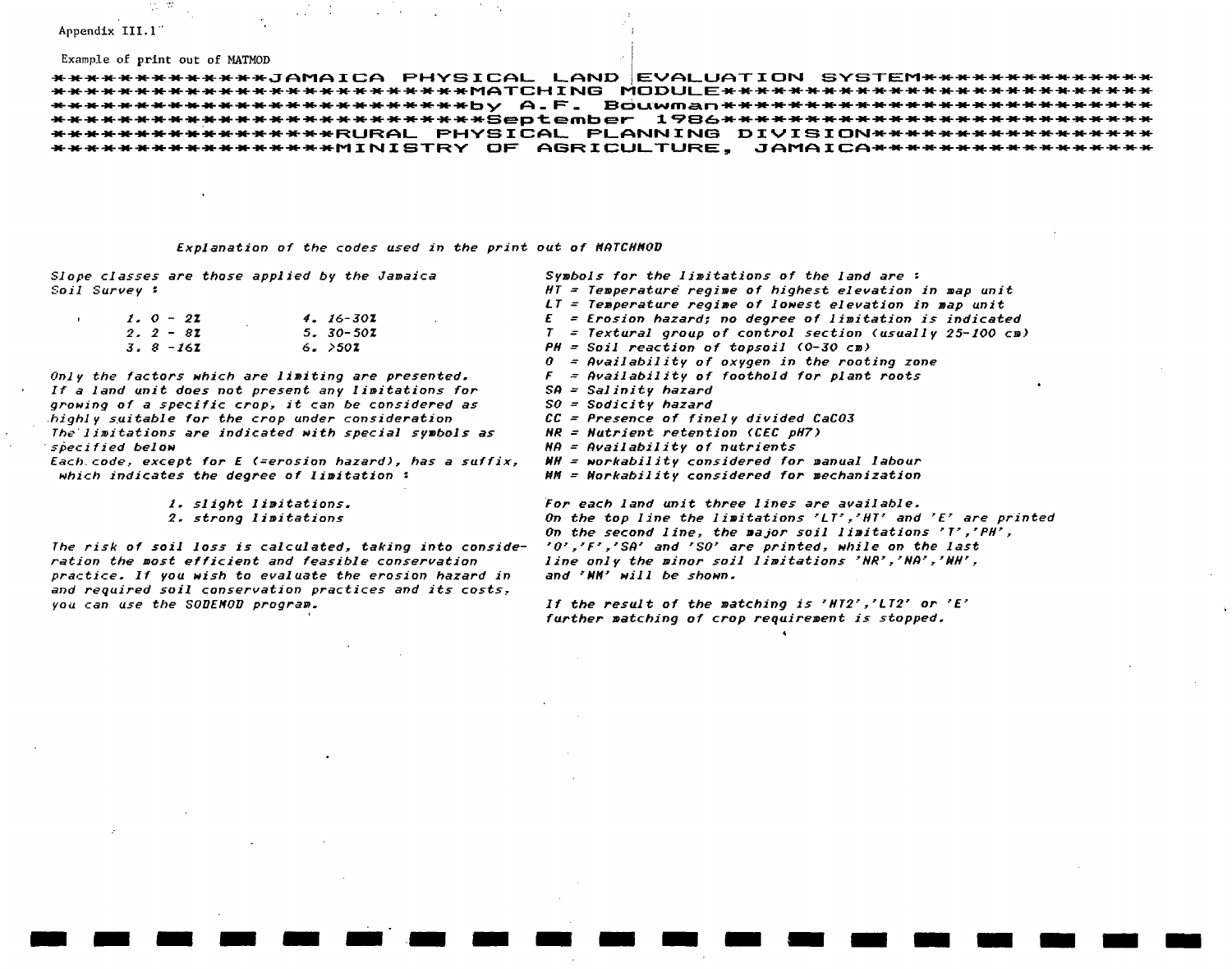Appendix III.1

Example of print out of MATMOD

```
*************JAMAICA PHYSICAL LAND EVALUATION SYSTEM*************
***************************MATCHING MODULE*************************
****************************by A.F. Bouwman*************************
****************************September 1986**************************
******************RURAL PHYSICAL PLANNING DIVISION*****************
*****************MINISTRY OF AGRICULTURE, JAMAICA******************
```

*Explanation of the codes used in the print out of MATCHMOD*

*Slope classes are those applied by the Jamaica Soil Survey :*

| | |
|---|---|
| *1. 0 - 2%* | *4. 16-30%* |
| *2. 2 - 8%* | *5. 30-50%* |
| *3. 8 -16%* | *6. >50%* |

*Only the factors which are limiting are presented. If a land unit does not present any limitations for growing of a specific crop, it can be considered as highly suitable for the crop under consideration The limitations are indicated with special symbols as specified below Each code, except for E (=erosion hazard), has a suffix, which indicates the degree of limitation :*

*1. slight limitations.*
*2. strong limitations*

*The risk of soil loss is calculated, taking into consideration the most efficient and feasible conservation practice. If you wish to evaluate the erosion hazard in and required soil conservation practices and its costs, you can use the SODEMOD program.*

*Symbols for the limitations of the land are :*
*HT = Temperature regime of highest elevation in map unit*
*LT = Temperature regime of lowest elevation in map unit*
*E = Erosion hazard; no degree of limitation is indicated*
*T = Textural group of control section (usually 25-100 cm)*
*PH = Soil reaction of topsoil (0-30 cm)*
*O = Availability of oxygen in the rooting zone*
*F = Availability of foothold for plant roots*
*SA = Salinity hazard*
*SO = Sodicity hazard*
*CC = Presence of finely divided $CaCO_3$*
*NR = Nutrient retention (CEC pH7)*
*NA = Availability of nutrients*
*WH = workability considered for manual labour*
*WM = Workability considered for mechanization*

*For each land unit three lines are available. On the top line the limitations 'LT','HT' and 'E' are printed On the second line, the major soil limitations 'T','PH', 'O','F','SA' and 'SO' are printed, while on the last line only the minor soil limitations 'NR','NA','WH', and 'WM' will be shown.*

*If the result of the matching is 'HT2','LT2' or 'E' further matching of crop requirement is stopped.*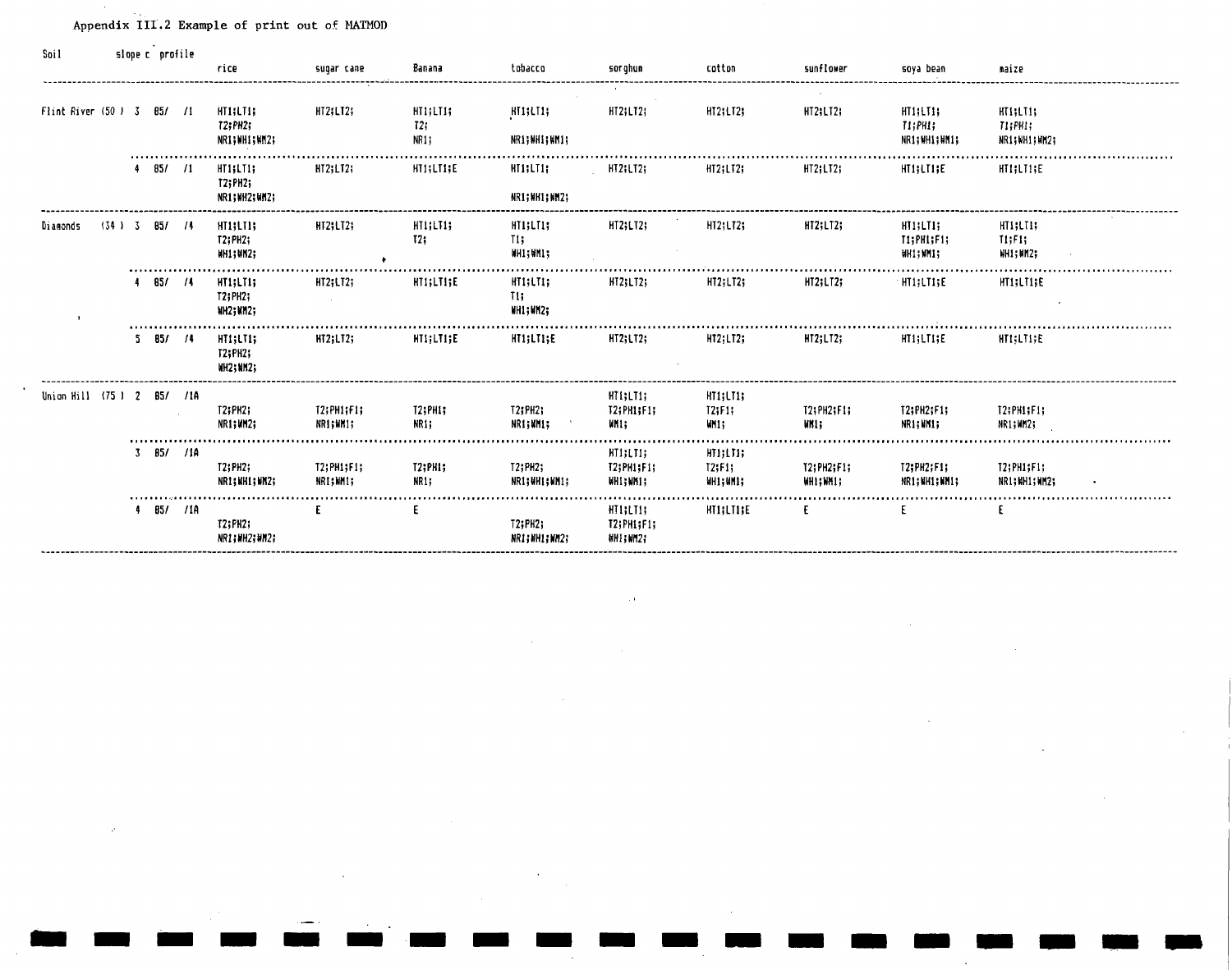Appendix III.2 Example of print out of MATMOD

| Soil | slope c | profile | rice | sugar cane | Banana | tobacco | sorghum | cotton | sunflower | soya bean | maize |
|---|---|---|---|---|---|---|---|---|---|---|---|
| Flint River (50 ) | 3 | 85/ /1 | HT1;LT1; T2;PH2; NR1;WH2;WM2; | HT2;LT2; | HT1;LT1; T2; NR1; | HT1;LT1; NR1;WH1;WM1; | HT2;LT2; | HT2;LT2; | HT2;LT2; | HT1;LT1; T1;PH1; NR1;WH1;WM1; | HT1;LT1; T1;PH1; NR1;WH1;WM2; |
| | 4 | 85/ /1 | HT1;LT1; T2;PH2; NR1;WH2;WM2; | HT2;LT2; | HT1;LT1;E | HT1;LT1; NR1;WH1;WM2; | HT2;LT2; | HT2;LT2; | HT2;LT2; | HT1;LT1;E | HT1;LT1;E |
| Diamonds (34 ) | 3 | 85/ /4 | HT1;LT1; T2;PH2; WH1;WM2; | HT2;LT2; | HT1;LT1; T2; | HT1;LT1; T1; WH1;WM1; | HT2;LT2; | HT2;LT2; | HT2;LT2; | HT1;LT1; T1;PH1;F1; WH1;WM1; | HT1;LT1; T1;F1; WH1;WM2; |
| | 4 | 85/ /4 | HT1;LT1; T2;PH2; WH2;WM2; | HT2;LT2; | HT1;LT1;E | HT1;LT1; T1; WH1;WM2; | HT2;LT2; | HT2;LT2; | HT2;LT2; | HT1;LT1;E | HT1;LT1;E |
| | 5 | 85/ /4 | HT1;LT1; T2;PH2; WH2;WM2; | HT2;LT2; | HT1;LT1;E | HT1;LT1;E | HT2;LT2; | HT2;LT2; | HT2;LT2; | HT1;LT1;E | HT1;LT1;E |
| Union Hill (75 ) | 2 | 85/ /1A | T2;PH2; NR1;WM2; | T2;PH1;F1; NR1;WM1; | T2;PH1; NR1; | T2;PH2; NR1;WM1; | HT1;LT1; T2;PH1;F1; WM1; | HT1;LT1; T2;F1; WM1; | T2;PH2;F1; WM1; | T2;PH2;F1; NR1;WM1; | T2;PH1;F1; NR1;WM2; |
| | 3 | 85/ /1A | T2;PH2; NR1;WH1;WM2; | T2;PH1;F1; NR1;WM1; | T2;PH1; NR1; | T2;PH2; NR1;WH1;WM1; | HT1;LT1; T2;PH1;F1; WH1;WM1; | HT1;LT1; T2;F1; WH1;WM1; | T2;PH2;F1; WH1;WM1; | T2;PH2;F1; NR1;WH1;WM1; | T2;PH1;F1; NR1;WH1;WM2; |
| | 4 | 85/ /1A | T2;PH2; NR1;WH2;WM2; | E | E | T2;PH2; NR1;WH1;WM2; | HT1;LT1; T2;PH1;F1; WH1;WM2; | HT1;LT1;E | E | E | E |